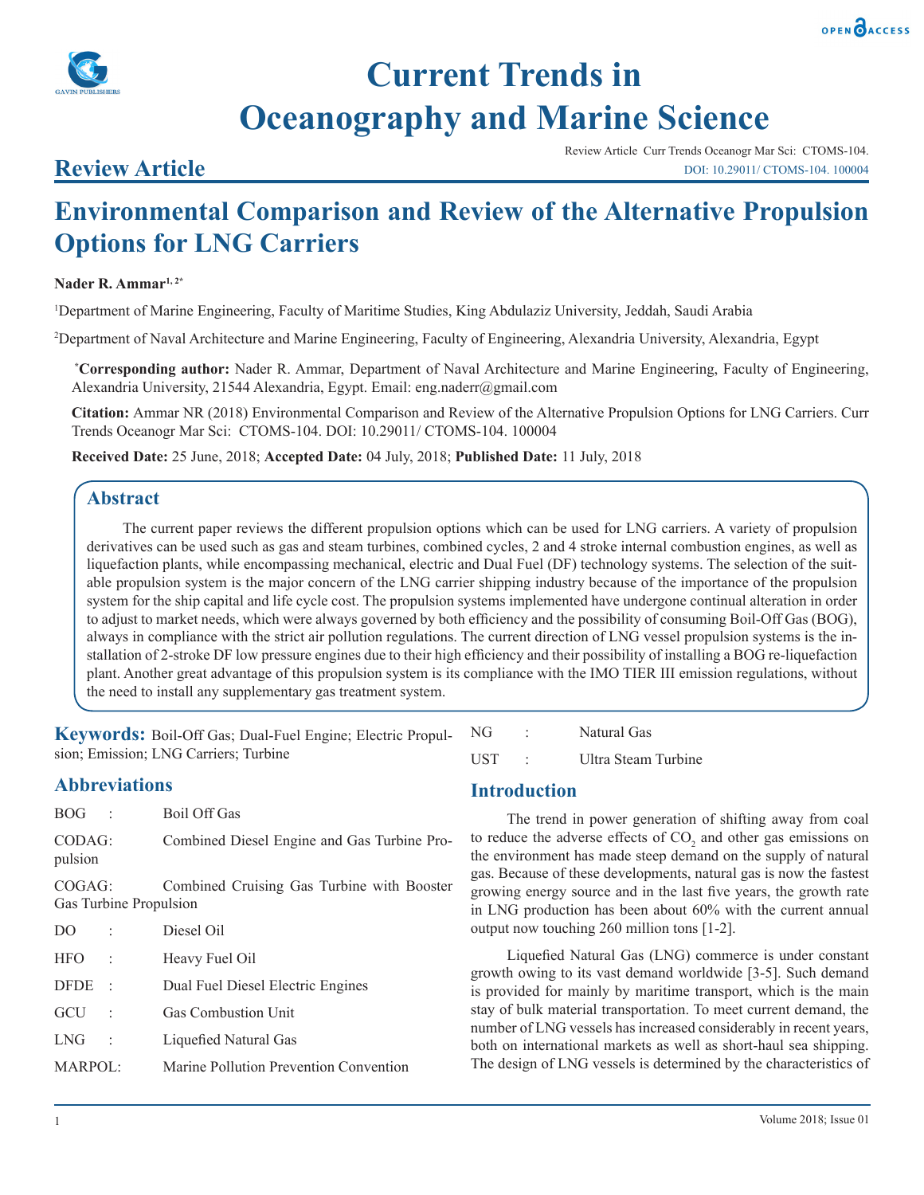# Current Trends in Oceanography and Marine Science

## Review Article

Review Article Curr Trends Oceanogr Mar Sci: CTOMS-104.
DOI: 10.29011/ CTOMS-104. 100004

# Environmental Comparison and Review of the Alternative Propulsion Options for LNG Carriers

**Nader R. Ammar**[1, 2*]

[1]Department of Marine Engineering, Faculty of Maritime Studies, King Abdulaziz University, Jeddah, Saudi Arabia

[2]Department of Naval Architecture and Marine Engineering, Faculty of Engineering, Alexandria University, Alexandria, Egypt

[*]**Corresponding author:** Nader R. Ammar, Department of Naval Architecture and Marine Engineering, Faculty of Engineering, Alexandria University, 21544 Alexandria, Egypt. Email: eng.naderr@gmail.com

**Citation:** Ammar NR (2018) Environmental Comparison and Review of the Alternative Propulsion Options for LNG Carriers. Curr Trends Oceanogr Mar Sci: CTOMS-104. DOI: 10.29011/ CTOMS-104. 100004

**Received Date:** 25 June, 2018; **Accepted Date:** 04 July, 2018; **Published Date:** 11 July, 2018

## Abstract

The current paper reviews the different propulsion options which can be used for LNG carriers. A variety of propulsion derivatives can be used such as gas and steam turbines, combined cycles, 2 and 4 stroke internal combustion engines, as well as liquefaction plants, while encompassing mechanical, electric and Dual Fuel (DF) technology systems. The selection of the suitable propulsion system is the major concern of the LNG carrier shipping industry because of the importance of the propulsion system for the ship capital and life cycle cost. The propulsion systems implemented have undergone continual alteration in order to adjust to market needs, which were always governed by both efficiency and the possibility of consuming Boil-Off Gas (BOG), always in compliance with the strict air pollution regulations. The current direction of LNG vessel propulsion systems is the installation of 2-stroke DF low pressure engines due to their high efficiency and their possibility of installing a BOG re-liquefaction plant. Another great advantage of this propulsion system is its compliance with the IMO TIER III emission regulations, without the need to install any supplementary gas treatment system.

**Keywords:** Boil-Off Gas; Dual-Fuel Engine; Electric Propulsion; Emission; LNG Carriers; Turbine

## Abbreviations

| | | |
|---|---|---|
| BOG | : | Boil Off Gas |
| CODAG | : | Combined Diesel Engine and Gas Turbine Propulsion |
| COGAG | : | Combined Cruising Gas Turbine with Booster Gas Turbine Propulsion |
| DO | : | Diesel Oil |
| HFO | : | Heavy Fuel Oil |
| DFDE | : | Dual Fuel Diesel Electric Engines |
| GCU | : | Gas Combustion Unit |
| LNG | : | Liquefied Natural Gas |
| MARPOL | : | Marine Pollution Prevention Convention |
| NG | : | Natural Gas |
| UST | : | Ultra Steam Turbine |

## Introduction

The trend in power generation of shifting away from coal to reduce the adverse effects of $CO_2$ and other gas emissions on the environment has made steep demand on the supply of natural gas. Because of these developments, natural gas is now the fastest growing energy source and in the last five years, the growth rate in LNG production has been about 60% with the current annual output now touching 260 million tons [1-2].

Liquefied Natural Gas (LNG) commerce is under constant growth owing to its vast demand worldwide [3-5]. Such demand is provided for mainly by maritime transport, which is the main stay of bulk material transportation. To meet current demand, the number of LNG vessels has increased considerably in recent years, both on international markets as well as short-haul sea shipping. The design of LNG vessels is determined by the characteristics of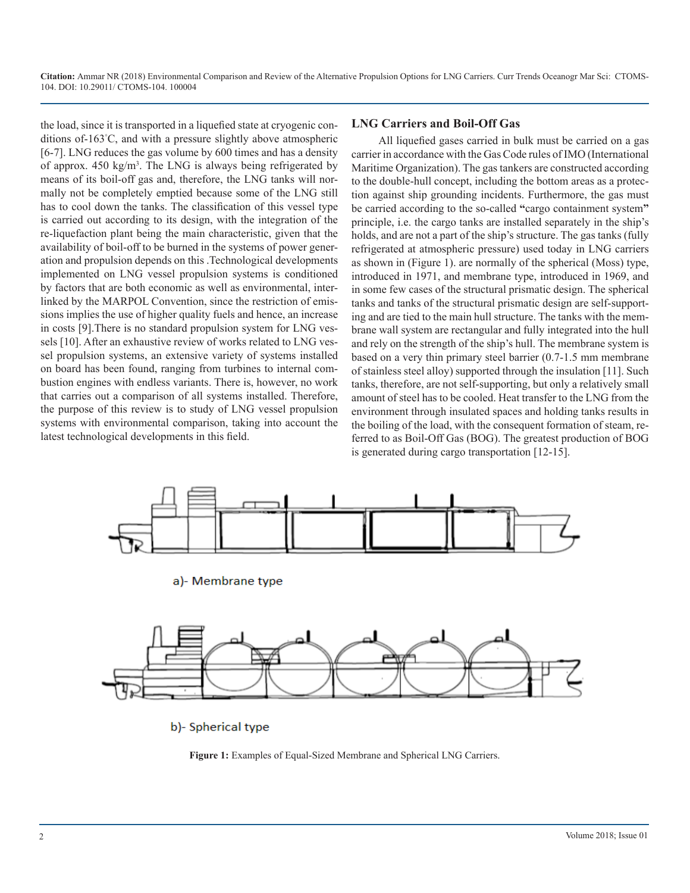the load, since it is transported in a liquefied state at cryogenic conditions of-163°C, and with a pressure slightly above atmospheric [6-7]. LNG reduces the gas volume by 600 times and has a density of approx. 450 kg/m$^3$. The LNG is always being refrigerated by means of its boil-off gas and, therefore, the LNG tanks will normally not be completely emptied because some of the LNG still has to cool down the tanks. The classification of this vessel type is carried out according to its design, with the integration of the re-liquefaction plant being the main characteristic, given that the availability of boil-off to be burned in the systems of power generation and propulsion depends on this .Technological developments implemented on LNG vessel propulsion systems is conditioned by factors that are both economic as well as environmental, interlinked by the MARPOL Convention, since the restriction of emissions implies the use of higher quality fuels and hence, an increase in costs [9].There is no standard propulsion system for LNG vessels [10]. After an exhaustive review of works related to LNG vessel propulsion systems, an extensive variety of systems installed on board has been found, ranging from turbines to internal combustion engines with endless variants. There is, however, no work that carries out a comparison of all systems installed. Therefore, the purpose of this review is to study of LNG vessel propulsion systems with environmental comparison, taking into account the latest technological developments in this field.

## LNG Carriers and Boil-Off Gas

All liquefied gases carried in bulk must be carried on a gas carrier in accordance with the Gas Code rules of IMO (International Maritime Organization). The gas tankers are constructed according to the double-hull concept, including the bottom areas as a protection against ship grounding incidents. Furthermore, the gas must be carried according to the so-called **"**cargo containment system**"** principle, i.e. the cargo tanks are installed separately in the ship's holds, and are not a part of the ship's structure. The gas tanks (fully refrigerated at atmospheric pressure) used today in LNG carriers as shown in (Figure 1). are normally of the spherical (Moss) type, introduced in 1971, and membrane type, introduced in 1969, and in some few cases of the structural prismatic design. The spherical tanks and tanks of the structural prismatic design are self-supporting and are tied to the main hull structure. The tanks with the membrane wall system are rectangular and fully integrated into the hull and rely on the strength of the ship's hull. The membrane system is based on a very thin primary steel barrier (0.7-1.5 mm membrane of stainless steel alloy) supported through the insulation [11]. Such tanks, therefore, are not self-supporting, but only a relatively small amount of steel has to be cooled. Heat transfer to the LNG from the environment through insulated spaces and holding tanks results in the boiling of the load, with the consequent formation of steam, referred to as Boil-Off Gas (BOG). The greatest production of BOG is generated during cargo transportation [12-15].

a)- Membrane type

b)- Spherical type

**Figure 1:** Examples of Equal-Sized Membrane and Spherical LNG Carriers.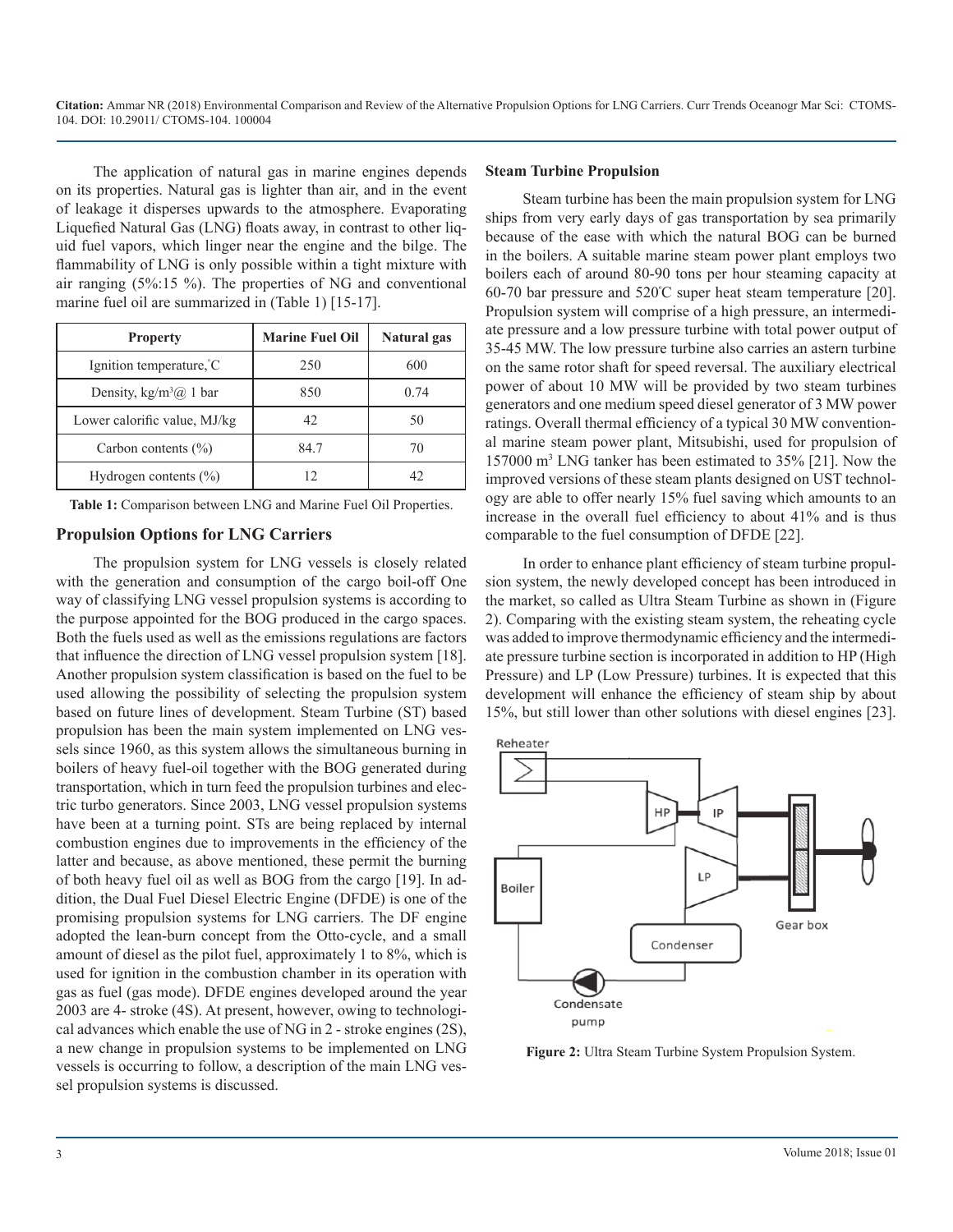The application of natural gas in marine engines depends on its properties. Natural gas is lighter than air, and in the event of leakage it disperses upwards to the atmosphere. Evaporating Liquefied Natural Gas (LNG) floats away, in contrast to other liquid fuel vapors, which linger near the engine and the bilge. The flammability of LNG is only possible within a tight mixture with air ranging (5%:15 %). The properties of NG and conventional marine fuel oil are summarized in (Table 1) [15-17].

| Property | Marine Fuel Oil | Natural gas |
|---|---|---|
| Ignition temperature,°C | 250 | 600 |
| Density, kg/m³@ 1 bar | 850 | 0.74 |
| Lower calorific value, MJ/kg | 42 | 50 |
| Carbon contents (%) | 84.7 | 70 |
| Hydrogen contents (%) | 12 | 42 |

**Table 1:** Comparison between LNG and Marine Fuel Oil Properties.

## Propulsion Options for LNG Carriers

The propulsion system for LNG vessels is closely related with the generation and consumption of the cargo boil-off One way of classifying LNG vessel propulsion systems is according to the purpose appointed for the BOG produced in the cargo spaces. Both the fuels used as well as the emissions regulations are factors that influence the direction of LNG vessel propulsion system [18]. Another propulsion system classification is based on the fuel to be used allowing the possibility of selecting the propulsion system based on future lines of development. Steam Turbine (ST) based propulsion has been the main system implemented on LNG vessels since 1960, as this system allows the simultaneous burning in boilers of heavy fuel-oil together with the BOG generated during transportation, which in turn feed the propulsion turbines and electric turbo generators. Since 2003, LNG vessel propulsion systems have been at a turning point. STs are being replaced by internal combustion engines due to improvements in the efficiency of the latter and because, as above mentioned, these permit the burning of both heavy fuel oil as well as BOG from the cargo [19]. In addition, the Dual Fuel Diesel Electric Engine (DFDE) is one of the promising propulsion systems for LNG carriers. The DF engine adopted the lean-burn concept from the Otto-cycle, and a small amount of diesel as the pilot fuel, approximately 1 to 8%, which is used for ignition in the combustion chamber in its operation with gas as fuel (gas mode). DFDE engines developed around the year 2003 are 4- stroke (4S). At present, however, owing to technological advances which enable the use of NG in 2 - stroke engines (2S), a new change in propulsion systems to be implemented on LNG vessels is occurring to follow, a description of the main LNG vessel propulsion systems is discussed.

### Steam Turbine Propulsion

Steam turbine has been the main propulsion system for LNG ships from very early days of gas transportation by sea primarily because of the ease with which the natural BOG can be burned in the boilers. A suitable marine steam power plant employs two boilers each of around 80-90 tons per hour steaming capacity at 60-70 bar pressure and 520°C super heat steam temperature [20]. Propulsion system will comprise of a high pressure, an intermediate pressure and a low pressure turbine with total power output of 35-45 MW. The low pressure turbine also carries an astern turbine on the same rotor shaft for speed reversal. The auxiliary electrical power of about 10 MW will be provided by two steam turbines generators and one medium speed diesel generator of 3 MW power ratings. Overall thermal efficiency of a typical 30 MW conventional marine steam power plant, Mitsubishi, used for propulsion of 157000 m³ LNG tanker has been estimated to 35% [21]. Now the improved versions of these steam plants designed on UST technology are able to offer nearly 15% fuel saving which amounts to an increase in the overall fuel efficiency to about 41% and is thus comparable to the fuel consumption of DFDE [22].

In order to enhance plant efficiency of steam turbine propulsion system, the newly developed concept has been introduced in the market, so called as Ultra Steam Turbine as shown in (Figure 2). Comparing with the existing steam system, the reheating cycle was added to improve thermodynamic efficiency and the intermediate pressure turbine section is incorporated in addition to HP (High Pressure) and LP (Low Pressure) turbines. It is expected that this development will enhance the efficiency of steam ship by about 15%, but still lower than other solutions with diesel engines [23].

**Figure 2:** Ultra Steam Turbine System Propulsion System.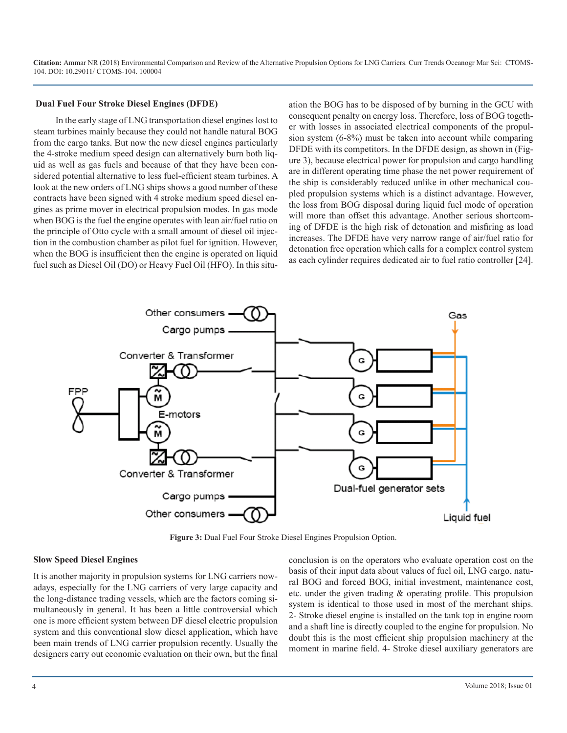### Dual Fuel Four Stroke Diesel Engines (DFDE)

In the early stage of LNG transportation diesel engines lost to steam turbines mainly because they could not handle natural BOG from the cargo tanks. But now the new diesel engines particularly the 4-stroke medium speed design can alternatively burn both liquid as well as gas fuels and because of that they have been considered potential alternative to less fuel-efficient steam turbines. A look at the new orders of LNG ships shows a good number of these contracts have been signed with 4 stroke medium speed diesel engines as prime mover in electrical propulsion modes. In gas mode when BOG is the fuel the engine operates with lean air/fuel ratio on the principle of Otto cycle with a small amount of diesel oil injection in the combustion chamber as pilot fuel for ignition. However, when the BOG is insufficient then the engine is operated on liquid fuel such as Diesel Oil (DO) or Heavy Fuel Oil (HFO). In this situation the BOG has to be disposed of by burning in the GCU with consequent penalty on energy loss. Therefore, loss of BOG together with losses in associated electrical components of the propulsion system (6-8%) must be taken into account while comparing DFDE with its competitors. In the DFDE design, as shown in (Figure 3), because electrical power for propulsion and cargo handling are in different operating time phase the net power requirement of the ship is considerably reduced unlike in other mechanical coupled propulsion systems which is a distinct advantage. However, the loss from BOG disposal during liquid fuel mode of operation will more than offset this advantage. Another serious shortcoming of DFDE is the high risk of detonation and misfiring as load increases. The DFDE have very narrow range of air/fuel ratio for detonation free operation which calls for a complex control system as each cylinder requires dedicated air to fuel ratio controller [24].

**Figure 3:** Dual Fuel Four Stroke Diesel Engines Propulsion Option.

### Slow Speed Diesel Engines

It is another majority in propulsion systems for LNG carriers nowadays, especially for the LNG carriers of very large capacity and the long-distance trading vessels, which are the factors coming simultaneously in general. It has been a little controversial which one is more efficient system between DF diesel electric propulsion system and this conventional slow diesel application, which have been main trends of LNG carrier propulsion recently. Usually the designers carry out economic evaluation on their own, but the final conclusion is on the operators who evaluate operation cost on the basis of their input data about values of fuel oil, LNG cargo, natural BOG and forced BOG, initial investment, maintenance cost, etc. under the given trading & operating profile. This propulsion system is identical to those used in most of the merchant ships. 2- Stroke diesel engine is installed on the tank top in engine room and a shaft line is directly coupled to the engine for propulsion. No doubt this is the most efficient ship propulsion machinery at the moment in marine field. 4- Stroke diesel auxiliary generators are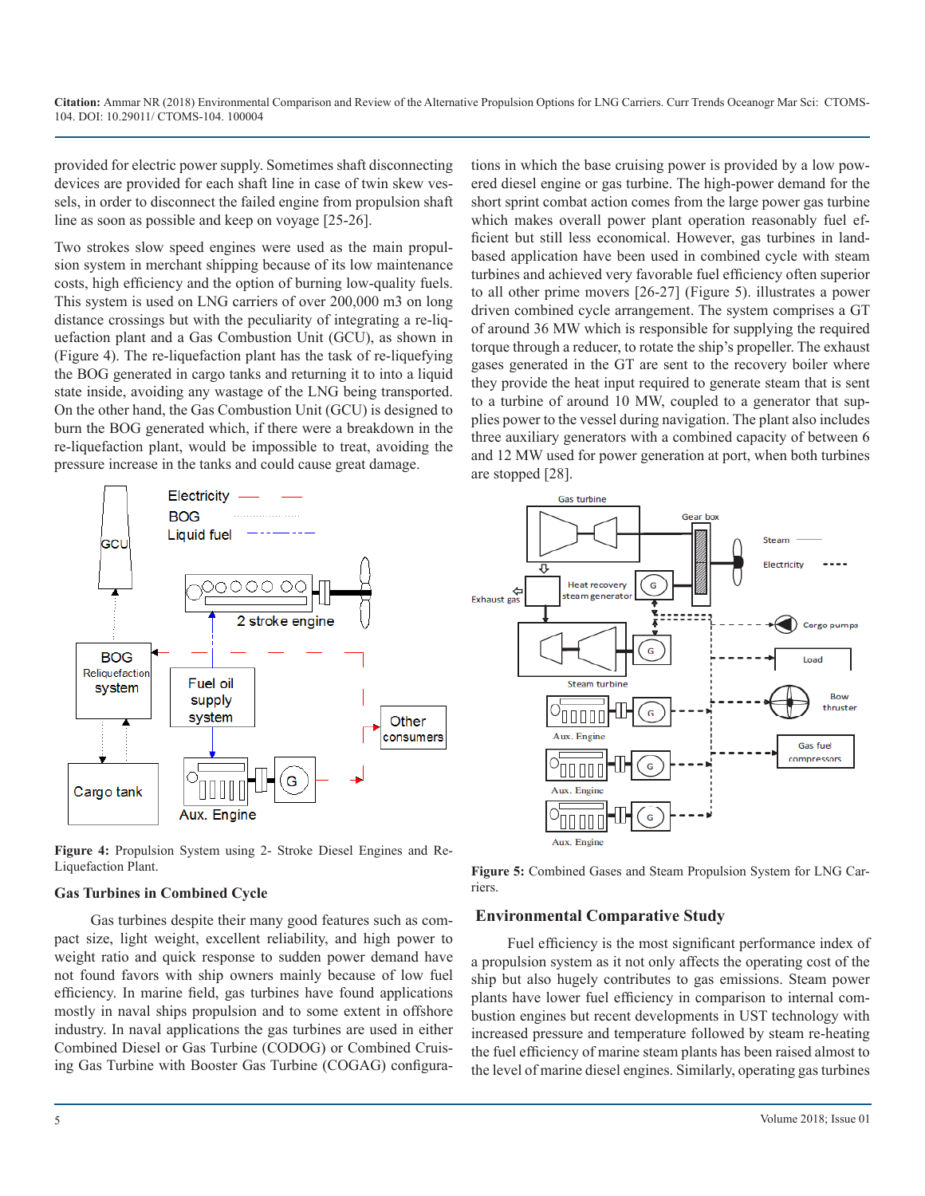provided for electric power supply. Sometimes shaft disconnecting devices are provided for each shaft line in case of twin skew vessels, in order to disconnect the failed engine from propulsion shaft line as soon as possible and keep on voyage [25-26].

Two strokes slow speed engines were used as the main propulsion system in merchant shipping because of its low maintenance costs, high efficiency and the option of burning low-quality fuels. This system is used on LNG carriers of over 200,000 m3 on long distance crossings but with the peculiarity of integrating a re-liquefaction plant and a Gas Combustion Unit (GCU), as shown in (Figure 4). The re-liquefaction plant has the task of re-liquefying the BOG generated in cargo tanks and returning it to into a liquid state inside, avoiding any wastage of the LNG being transported. On the other hand, the Gas Combustion Unit (GCU) is designed to burn the BOG generated which, if there were a breakdown in the re-liquefaction plant, would be impossible to treat, avoiding the pressure increase in the tanks and could cause great damage.

**Figure 4:** Propulsion System using 2- Stroke Diesel Engines and Re-Liquefaction Plant.

### Gas Turbines in Combined Cycle

Gas turbines despite their many good features such as compact size, light weight, excellent reliability, and high power to weight ratio and quick response to sudden power demand have not found favors with ship owners mainly because of low fuel efficiency. In marine field, gas turbines have found applications mostly in naval ships propulsion and to some extent in offshore industry. In naval applications the gas turbines are used in either Combined Diesel or Gas Turbine (CODOG) or Combined Cruising Gas Turbine with Booster Gas Turbine (COGAG) configurations in which the base cruising power is provided by a low powered diesel engine or gas turbine. The high-power demand for the short sprint combat action comes from the large power gas turbine which makes overall power plant operation reasonably fuel efficient but still less economical. However, gas turbines in land-based application have been used in combined cycle with steam turbines and achieved very favorable fuel efficiency often superior to all other prime movers [26-27] (Figure 5). illustrates a power driven combined cycle arrangement. The system comprises a GT of around 36 MW which is responsible for supplying the required torque through a reducer, to rotate the ship's propeller. The exhaust gases generated in the GT are sent to the recovery boiler where they provide the heat input required to generate steam that is sent to a turbine of around 10 MW, coupled to a generator that supplies power to the vessel during navigation. The plant also includes three auxiliary generators with a combined capacity of between 6 and 12 MW used for power generation at port, when both turbines are stopped [28].

**Figure 5:** Combined Gases and Steam Propulsion System for LNG Carriers.

## Environmental Comparative Study

Fuel efficiency is the most significant performance index of a propulsion system as it not only affects the operating cost of the ship but also hugely contributes to gas emissions. Steam power plants have lower fuel efficiency in comparison to internal combustion engines but recent developments in UST technology with increased pressure and temperature followed by steam re-heating the fuel efficiency of marine steam plants has been raised almost to the level of marine diesel engines. Similarly, operating gas turbines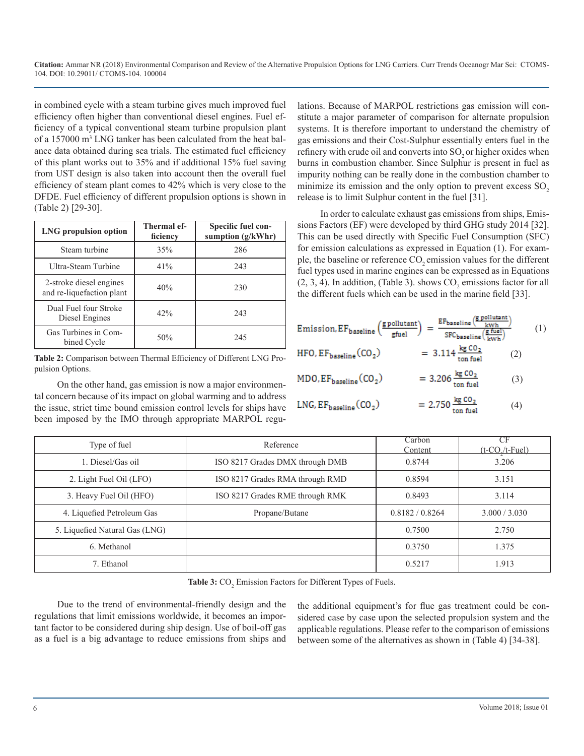in combined cycle with a steam turbine gives much improved fuel efficiency often higher than conventional diesel engines. Fuel efficiency of a typical conventional steam turbine propulsion plant of a 157000 $m^3$ LNG tanker has been calculated from the heat balance data obtained during sea trials. The estimated fuel efficiency of this plant works out to 35% and if additional 15% fuel saving from UST design is also taken into account then the overall fuel efficiency of steam plant comes to 42% which is very close to the DFDE. Fuel efficiency of different propulsion options is shown in (Table 2) [29-30].

| LNG propulsion option | Thermal efficiency | Specific fuel consumption (g/kWhr) |
|---|---|---|
| Steam turbine | 35% | 286 |
| Ultra-Steam Turbine | 41% | 243 |
| 2-stroke diesel engines and re-liquefaction plant | 40% | 230 |
| Dual Fuel four Stroke Diesel Engines | 42% | 243 |
| Gas Turbines in Combined Cycle | 50% | 245 |

**Table 2:** Comparison between Thermal Efficiency of Different LNG Propulsion Options.

On the other hand, gas emission is now a major environmental concern because of its impact on global warming and to address the issue, strict time bound emission control levels for ships have been imposed by the IMO through appropriate MARPOL regulations. Because of MARPOL restrictions gas emission will constitute a major parameter of comparison for alternate propulsion systems. It is therefore important to understand the chemistry of gas emissions and their Cost-Sulphur essentially enters fuel in the refinery with crude oil and converts into $SO_2$ or higher oxides when burns in combustion chamber. Since Sulphur is present in fuel as impurity nothing can be really done in the combustion chamber to minimize its emission and the only option to prevent excess $SO_2$ release is to limit Sulphur content in the fuel [31].

In order to calculate exhaust gas emissions from ships, Emissions Factors (EF) were developed by third GHG study 2014 [32]. This can be used directly with Specific Fuel Consumption (SFC) for emission calculations as expressed in Equation (1). For example, the baseline or reference $CO_2$ emission values for the different fuel types used in marine engines can be expressed as in Equations (2, 3, 4). In addition, (Table 3). shows $CO_2$ emissions factor for all the different fuels which can be used in the marine field [33].

$$\text{Emission}, EF_{\text{baseline}}\left(\frac{\text{g pollutant}}{\text{gfuel}}\right) = \frac{EF_{\text{baseline}}\left(\frac{\text{g pollutant}}{\text{kWh}}\right)}{SFC_{\text{baseline}}\left(\frac{\text{g fuel}}{\text{kWh}}\right)} \quad (1)$$

$$\text{HFO}, EF_{\text{baseline}}(CO_2) = 3.114\,\frac{\text{kg } CO_2}{\text{ton fuel}} \quad (2)$$

$$\text{MDO}, EF_{\text{baseline}}(CO_2) = 3.206\,\frac{\text{kg } CO_2}{\text{ton fuel}} \quad (3)$$

$$\text{LNG}, EF_{\text{baseline}}(CO_2) = 2.750\,\frac{\text{kg } CO_2}{\text{ton fuel}} \quad (4)$$

| Type of fuel | Reference | Carbon Content | CF ($t\text{-}CO_2/t\text{-Fuel}$) |
|---|---|---|---|
| 1. Diesel/Gas oil | ISO 8217 Grades DMX through DMB | 0.8744 | 3.206 |
| 2. Light Fuel Oil (LFO) | ISO 8217 Grades RMA through RMD | 0.8594 | 3.151 |
| 3. Heavy Fuel Oil (HFO) | ISO 8217 Grades RME through RMK | 0.8493 | 3.114 |
| 4. Liquefied Petroleum Gas | Propane/Butane | 0.8182 / 0.8264 | 3.000 / 3.030 |
| 5. Liquefied Natural Gas (LNG) | | 0.7500 | 2.750 |
| 6. Methanol | | 0.3750 | 1.375 |
| 7. Ethanol | | 0.5217 | 1.913 |

**Table 3:** $CO_2$ Emission Factors for Different Types of Fuels.

Due to the trend of environmental-friendly design and the regulations that limit emissions worldwide, it becomes an important factor to be considered during ship design. Use of boil-off gas as a fuel is a big advantage to reduce emissions from ships and the additional equipment's for flue gas treatment could be considered case by case upon the selected propulsion system and the applicable regulations. Please refer to the comparison of emissions between some of the alternatives as shown in (Table 4) [34-38].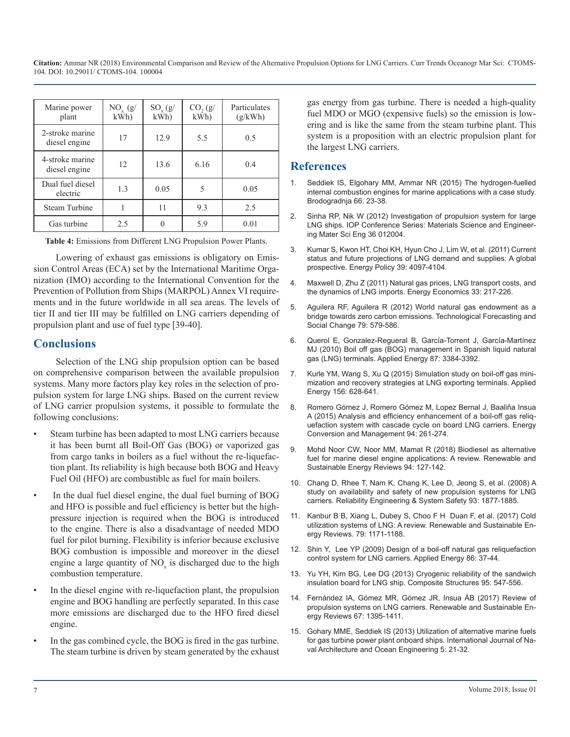| Marine power plant | $NO_x$ (g/kWh) | $SO_x$ (g/kWh) | $CO_2$ (g/kWh) | Particulates (g/kWh) |
|---|---|---|---|---|
| 2-stroke marine diesel engine | 17 | 12.9 | 5.5 | 0.5 |
| 4-stroke marine diesel engine | 12 | 13.6 | 6.16 | 0.4 |
| Dual fuel diesel electric | 1.3 | 0.05 | 5 | 0.05 |
| Steam Turbine | 1 | 11 | 9.3 | 2.5 |
| Gas turbine | 2.5 | 0 | 5.9 | 0.01 |

**Table 4:** Emissions from Different LNG Propulsion Power Plants.

Lowering of exhaust gas emissions is obligatory on Emission Control Areas (ECA) set by the International Maritime Organization (IMO) according to the International Convention for the Prevention of Pollution from Ships (MARPOL) Annex VI requirements and in the future worldwide in all sea areas. The levels of tier II and tier III may be fulfilled on LNG carriers depending of propulsion plant and use of fuel type [39-40].

## Conclusions

Selection of the LNG ship propulsion option can be based on comprehensive comparison between the available propulsion systems. Many more factors play key roles in the selection of propulsion system for large LNG ships. Based on the current review of LNG carrier propulsion systems, it possible to formulate the following conclusions:

- Steam turbine has been adapted to most LNG carriers because it has been burnt all Boil-Off Gas (BOG) or vaporized gas from cargo tanks in boilers as a fuel without the re-liquefaction plant. Its reliability is high because both BOG and Heavy Fuel Oil (HFO) are combustible as fuel for main boilers.
- In the dual fuel diesel engine, the dual fuel burning of BOG and HFO is possible and fuel efficiency is better but the high-pressure injection is required when the BOG is introduced to the engine. There is also a disadvantage of needed MDO fuel for pilot burning. Flexibility is inferior because exclusive BOG combustion is impossible and moreover in the diesel engine a large quantity of $NO_x$ is discharged due to the high combustion temperature.
- In the diesel engine with re-liquefaction plant, the propulsion engine and BOG handling are perfectly separated. In this case more emissions are discharged due to the HFO fired diesel engine.
- In the gas combined cycle, the BOG is fired in the gas turbine. The steam turbine is driven by steam generated by the exhaust gas energy from gas turbine. There is needed a high-quality fuel MDO or MGO (expensive fuels) so the emission is lowering and is like the same from the steam turbine plant. This system is a proposition with an electric propulsion plant for the largest LNG carriers.

## References

1. Seddiek IS, Elgohary MM, Ammar NR (2015) The hydrogen-fuelled internal combustion engines for marine applications with a case study. Brodogradnja 66: 23-38.
2. Sinha RP, Nik W (2012) Investigation of propulsion system for large LNG ships. IOP Conference Series: Materials Science and Engineering Mater Sci Eng 36 012004.
3. Kumar S, Kwon HT, Choi KH, Hyun Cho J, Lim W, et al. (2011) Current status and future projections of LNG demand and supplies: A global prospective. Energy Policy 39: 4097-4104.
4. Maxwell D, Zhu Z (2011) Natural gas prices, LNG transport costs, and the dynamics of LNG imports. Energy Economics 33: 217-226.
5. Aguilera RF, Aguilera R (2012) World natural gas endowment as a bridge towards zero carbon emissions. Technological Forecasting and Social Change 79: 579-586.
6. Querol E, Gonzalez-Regueral B, García-Torrent J, García-Martínez MJ (2010) Boil off gas (BOG) management in Spanish liquid natural gas (LNG) terminals. Applied Energy 87: 3384-3392.
7. Kurle YM, Wang S, Xu Q (2015) Simulation study on boil-off gas minimization and recovery strategies at LNG exporting terminals. Applied Energy 156: 628-641.
8. Romero Gómez J, Romero Gómez M, Lopez Bernal J, Baaliña Insua A (2015) Analysis and efficiency enhancement of a boil-off gas reliquefaction system with cascade cycle on board LNG carriers. Energy Conversion and Management 94: 261-274.
9. Mohd Noor CW, Noor MM, Mamat R (2018) Biodiesel as alternative fuel for marine diesel engine applications: A review. Renewable and Sustainable Energy Reviews 94: 127-142.
10. Chang D, Rhee T, Nam K, Chang K, Lee D, Jeong S, et al. (2008) A study on availability and safety of new propulsion systems for LNG carriers. Reliability Engineering & System Safety 93: 1877-1885.
11. Kanbur B B, Xiang L, Dubey S, Choo F H Duan F, et al. (2017) Cold utilization systems of LNG: A review. Renewable and Sustainable Energy Reviews. 79: 1171-1188.
12. Shin Y, Lee YP (2009) Design of a boil-off natural gas reliquefaction control system for LNG carriers. Applied Energy 86: 37-44.
13. Yu YH, Kim BG, Lee DG (2013) Cryogenic reliability of the sandwich insulation board for LNG ship. Composite Structures 95: 547-556.
14. Fernández IA, Gómez MR, Gómez JR, Insua ÁB (2017) Review of propulsion systems on LNG carriers. Renewable and Sustainable Energy Reviews 67: 1395-1411.
15. Gohary MME, Seddiek IS (2013) Utilization of alternative marine fuels for gas turbine power plant onboard ships. International Journal of Naval Architecture and Ocean Engineering 5: 21-32.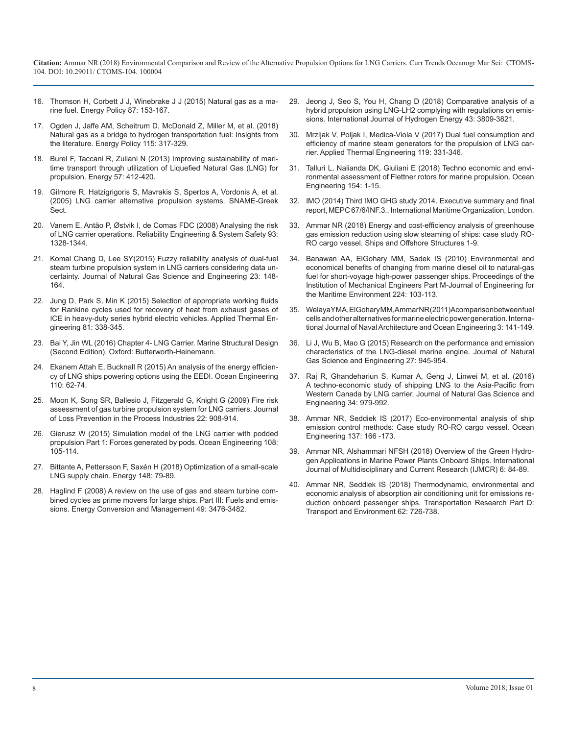16. Thomson H, Corbett J J, Winebrake J J (2015) Natural gas as a marine fuel. Energy Policy 87: 153-167.

17. Ogden J, Jaffe AM, Scheitrum D, McDonald Z, Miller M, et al. (2018) Natural gas as a bridge to hydrogen transportation fuel: Insights from the literature. Energy Policy 115: 317-329.

18. Burel F, Taccani R, Zuliani N (2013) Improving sustainability of maritime transport through utilization of Liquefied Natural Gas (LNG) for propulsion. Energy 57: 412-420.

19. Gilmore R, Hatzigrigoris S, Mavrakis S, Spertos A, Vordonis A, et al. (2005) LNG carrier alternative propulsion systems. SNAME-Greek Sect.

20. Vanem E, Antão P, Østvik I, de Comas FDC (2008) Analysing the risk of LNG carrier operations. Reliability Engineering & System Safety 93: 1328-1344.

21. Komal Chang D, Lee SY(2015) Fuzzy reliability analysis of dual-fuel steam turbine propulsion system in LNG carriers considering data uncertainty. Journal of Natural Gas Science and Engineering 23: 148-164.

22. Jung D, Park S, Min K (2015) Selection of appropriate working fluids for Rankine cycles used for recovery of heat from exhaust gases of ICE in heavy-duty series hybrid electric vehicles. Applied Thermal Engineering 81: 338-345.

23. Bai Y, Jin WL (2016) Chapter 4- LNG Carrier. Marine Structural Design (Second Edition). Oxford: Butterworth-Heinemann.

24. Ekanem Attah E, Bucknall R (2015) An analysis of the energy efficiency of LNG ships powering options using the EEDI. Ocean Engineering 110: 62-74.

25. Moon K, Song SR, Ballesio J, Fitzgerald G, Knight G (2009) Fire risk assessment of gas turbine propulsion system for LNG carriers. Journal of Loss Prevention in the Process Industries 22: 908-914.

26. Gierusz W (2015) Simulation model of the LNG carrier with podded propulsion Part 1: Forces generated by pods. Ocean Engineering 108: 105-114.

27. Bittante A, Pettersson F, Saxén H (2018) Optimization of a small-scale LNG supply chain. Energy 148: 79-89.

28. Haglind F (2008) A review on the use of gas and steam turbine combined cycles as prime movers for large ships. Part III: Fuels and emissions. Energy Conversion and Management 49: 3476-3482.

29. Jeong J, Seo S, You H, Chang D (2018) Comparative analysis of a hybrid propulsion using LNG-LH2 complying with regulations on emissions. International Journal of Hydrogen Energy 43: 3809-3821.

30. Mrzljak V, Poljak I, Medica-Viola V (2017) Dual fuel consumption and efficiency of marine steam generators for the propulsion of LNG carrier. Applied Thermal Engineering 119: 331-346.

31. Talluri L, Nalianda DK, Giuliani E (2018) Techno economic and environmental assessment of Flettner rotors for marine propulsion. Ocean Engineering 154: 1-15.

32. IMO (2014) Third IMO GHG study 2014. Executive summary and final report, MEPC 67/6/INF.3., International Maritime Organization, London.

33. Ammar NR (2018) Energy and cost-efficiency analysis of greenhouse gas emission reduction using slow steaming of ships: case study RO-RO cargo vessel. Ships and Offshore Structures 1-9.

34. Banawan AA, ElGohary MM, Sadek IS (2010) Environmental and economical benefits of changing from marine diesel oil to natural-gas fuel for short-voyage high-power passenger ships. Proceedings of the Institution of Mechanical Engineers Part M-Journal of Engineering for the Maritime Environment 224: 103-113.

35. Welaya YMA, ElGohary MM, Ammar NR (2011) A comparison between fuel cells and other alternatives for marine electric power generation. International Journal of Naval Architecture and Ocean Engineering 3: 141-149.

36. Li J, Wu B, Mao G (2015) Research on the performance and emission characteristics of the LNG-diesel marine engine. Journal of Natural Gas Science and Engineering 27: 945-954.

37. Raj R, Ghandehariun S, Kumar A, Geng J, Linwei M, et al. (2016) A techno-economic study of shipping LNG to the Asia-Pacific from Western Canada by LNG carrier. Journal of Natural Gas Science and Engineering 34: 979-992.

38. Ammar NR, Seddiek IS (2017) Eco-environmental analysis of ship emission control methods: Case study RO-RO cargo vessel. Ocean Engineering 137: 166 -173.

39. Ammar NR, Alshammari NFSH (2018) Overview of the Green Hydrogen Applications in Marine Power Plants Onboard Ships. International Journal of Multidisciplinary and Current Research (IJMCR) 6: 84-89.

40. Ammar NR, Seddiek IS (2018) Thermodynamic, environmental and economic analysis of absorption air conditioning unit for emissions reduction onboard passenger ships. Transportation Research Part D: Transport and Environment 62: 726-738.